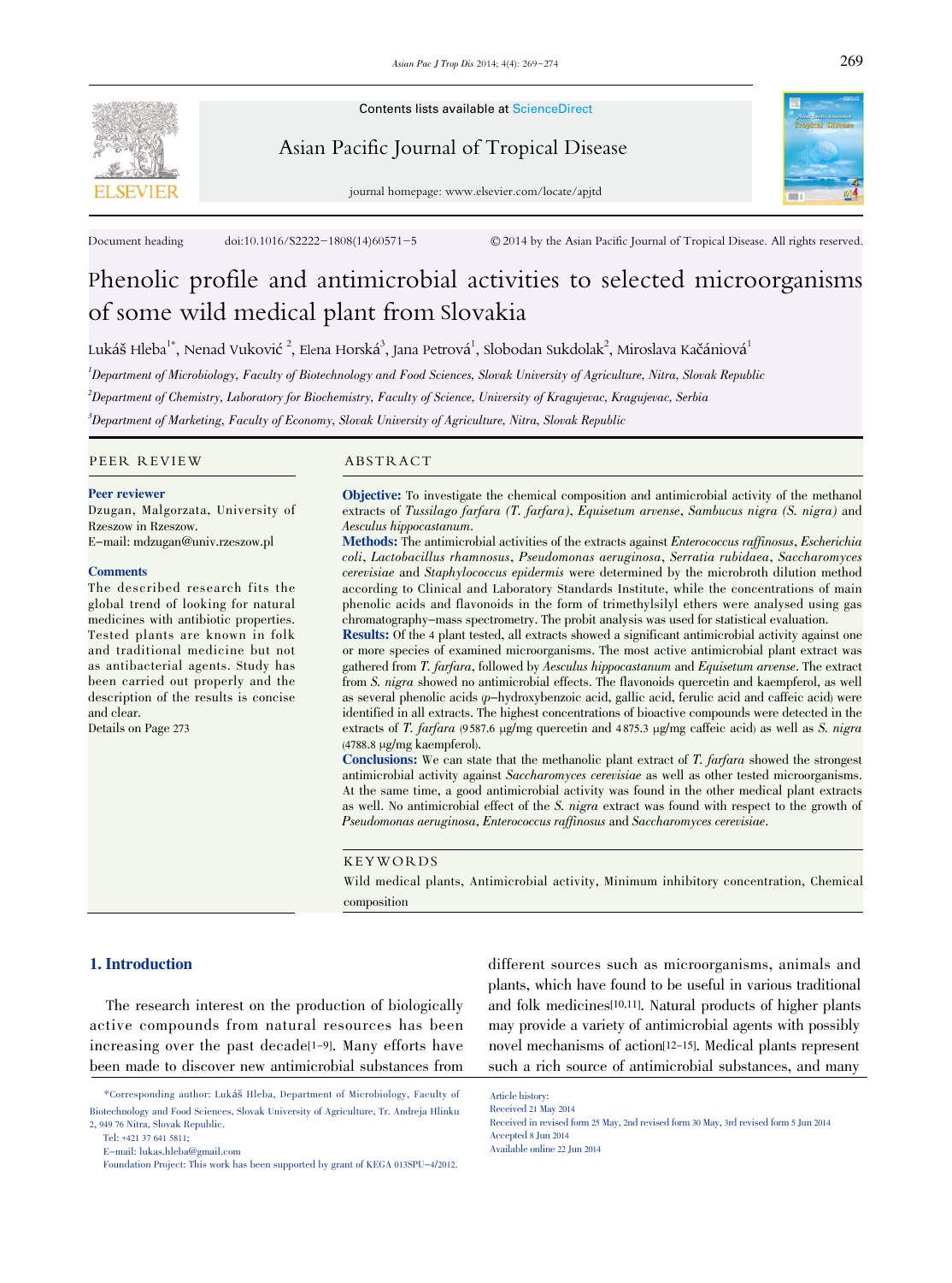Contents lists available at ScienceDirect

Asian Pacific Journal of Tropical Disease

journal homepage: www.elsevier.com/locate/apjtd

Document heading doi:10.1016/S2222-1808(14)60571-5 © 2014 by the Asian Pacific Journal of Tropical Disease. All rights reserved.

# Phenolic profile and antimicrobial activities to selected microorganisms of some wild medical plant from Slovakia

Lukáš Hleba[1*], Nenad Vuković[2], Elena Horská[3], Jana Petrová[1], Slobodan Sukdolak[2], Miroslava Kačániová[1]

[1]*Department of Microbiology, Faculty of Biotechnology and Food Sciences, Slovak University of Agriculture, Nitra, Slovak Republic*

[2]*Department of Chemistry, Laboratory for Biochemistry, Faculty of Science, University of Kragujevac, Kragujevac, Serbia*

[3]*Department of Marketing, Faculty of Economy, Slovak University of Agriculture, Nitra, Slovak Republic*

## PEER REVIEW

**Peer reviewer**

Dzugan, Malgorzata, University of Rzeszow in Rzeszow.
E-mail: mdzugan@univ.rzeszow.pl

**Comments**

The described research fits the global trend of looking for natural medicines with antibiotic properties. Tested plants are known in folk and traditional medicine but not as antibacterial agents. Study has been carried out properly and the description of the results is concise and clear.

Details on Page 273

## ABSTRACT

**Objective:** To investigate the chemical composition and antimicrobial activity of the methanol extracts of *Tussilago farfara (T. farfara)*, *Equisetum arvense*, *Sambucus nigra (S. nigra)* and *Aesculus hippocastanum*.

**Methods:** The antimicrobial activities of the extracts against *Enterococcus raffinosus*, *Escherichia coli*, *Lactobacillus rhamnosus*, *Pseudomonas aeruginosa*, *Serratia rubidaea*, *Saccharomyces cerevisiae* and *Staphylococcus epidermis* were determined by the microbroth dilution method according to Clinical and Laboratory Standards Institute, while the concentrations of main phenolic acids and flavonoids in the form of trimethylsilyl ethers were analysed using gas chromatography-mass spectrometry. The probit analysis was used for statistical evaluation.

**Results:** Of the 4 plant tested, all extracts showed a significant antimicrobial activity against one or more species of examined microorganisms. The most active antimicrobial plant extract was gathered from *T. farfara*, followed by *Aesculus hippocastanum* and *Equisetum arvense*. The extract from *S. nigra* showed no antimicrobial effects. The flavonoids quercetin and kaempferol, as well as several phenolic acids (*p*-hydroxybenzoic acid, gallic acid, ferulic acid and caffeic acid) were identified in all extracts. The highest concentrations of bioactive compounds were detected in the extracts of *T. farfara* (9587.6 μg/mg quercetin and 4875.3 μg/mg caffeic acid) as well as *S. nigra* (4788.8 μg/mg kaempferol).

**Conclusions:** We can state that the methanolic plant extract of *T. farfara* showed the strongest antimicrobial activity against *Saccharomyces cerevisiae* as well as other tested microorganisms. At the same time, a good antimicrobial activity was found in the other medical plant extracts as well. No antimicrobial effect of the *S. nigra* extract was found with respect to the growth of *Pseudomonas aeruginosa*, *Enterococcus raffinosus* and *Saccharomyces cerevisiae*.

## KEYWORDS

Wild medical plants, Antimicrobial activity, Minimum inhibitory concentration, Chemical composition

## 1. Introduction

The research interest on the production of biologically active compounds from natural resources has been increasing over the past decade[1-9]. Many efforts have been made to discover new antimicrobial substances from different sources such as microorganisms, animals and plants, which have found to be useful in various traditional and folk medicines[10,11]. Natural products of higher plants may provide a variety of antimicrobial agents with possibly novel mechanisms of action[12-15]. Medical plants represent such a rich source of antimicrobial substances, and many

*Corresponding author: Lukáš Hleba, Department of Microbiology, Faculty of Biotechnology and Food Sciences, Slovak University of Agriculture, Tr. Andreja Hlinku 2, 949 76 Nitra, Slovak Republic.
Tel: +421 37 641 5811;
E-mail: lukas.hleba@gmail.com
Foundation Project: This work has been supported by grant of KEGA 013SPU-4/2012.

Article history:
Received 21 May 2014
Received in revised form 25 May, 2nd revised form 30 May, 3rd revised form 5 Jun 2014
Accepted 8 Jun 2014
Available online 22 Jun 2014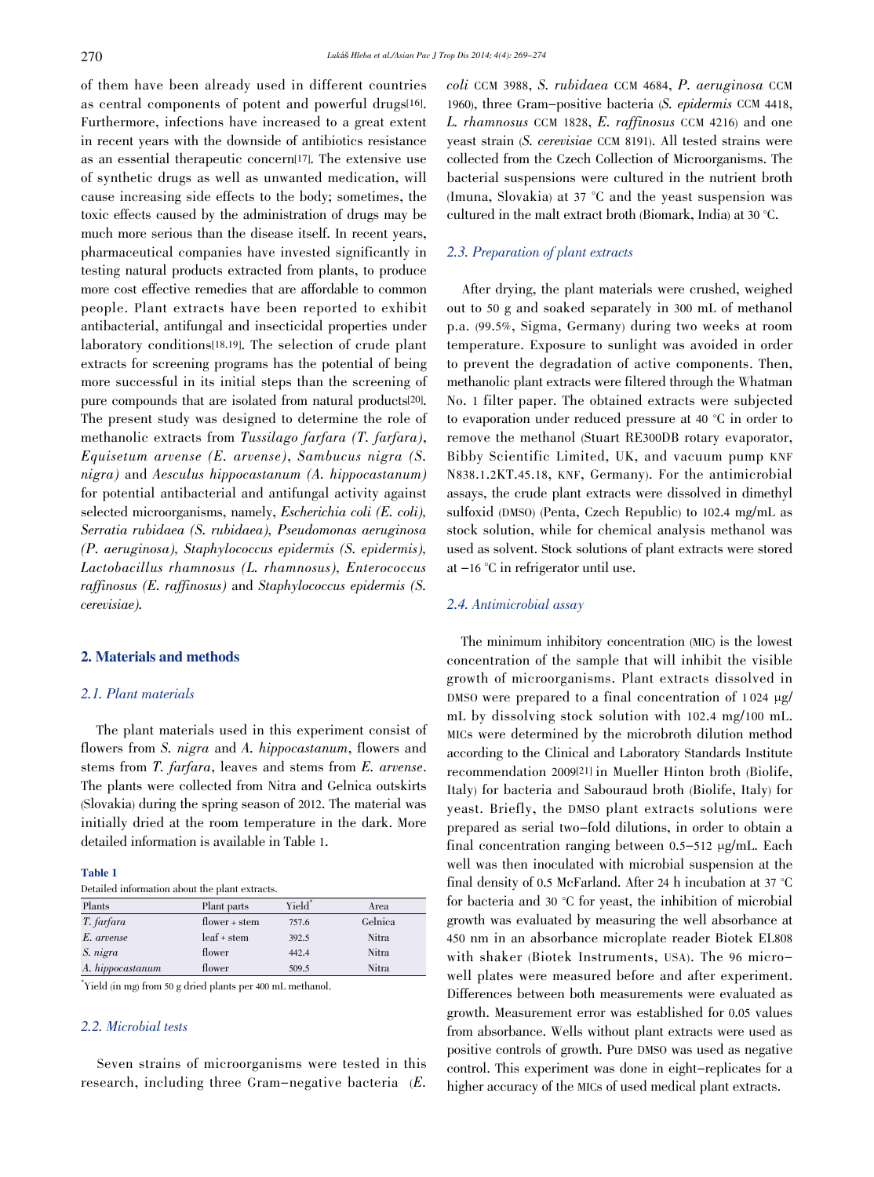of them have been already used in different countries as central components of potent and powerful drugs[16]. Furthermore, infections have increased to a great extent in recent years with the downside of antibiotics resistance as an essential therapeutic concern[17]. The extensive use of synthetic drugs as well as unwanted medication, will cause increasing side effects to the body; sometimes, the toxic effects caused by the administration of drugs may be much more serious than the disease itself. In recent years, pharmaceutical companies have invested significantly in testing natural products extracted from plants, to produce more cost effective remedies that are affordable to common people. Plant extracts have been reported to exhibit antibacterial, antifungal and insecticidal properties under laboratory conditions[18,19]. The selection of crude plant extracts for screening programs has the potential of being more successful in its initial steps than the screening of pure compounds that are isolated from natural products[20]. The present study was designed to determine the role of methanolic extracts from *Tussilago farfara (T. farfara)*, *Equisetum arvense (E. arvense)*, *Sambucus nigra (S. nigra)* and *Aesculus hippocastanum (A. hippocastanum)* for potential antibacterial and antifungal activity against selected microorganisms, namely, *Escherichia coli (E. coli)*, *Serratia rubidaea (S. rubidaea)*, *Pseudomonas aeruginosa (P. aeruginosa)*, *Staphylococcus epidermis (S. epidermis)*, *Lactobacillus rhamnosus (L. rhamnosus)*, *Enterococcus raffinosus (E. raffinosus)* and *Staphylococcus epidermis (S. cerevisiae)*.

## 2. Materials and methods

### 2.1. Plant materials

The plant materials used in this experiment consist of flowers from *S. nigra* and *A. hippocastanum*, flowers and stems from *T. farfara*, leaves and stems from *E. arvense*. The plants were collected from Nitra and Gelnica outskirts (Slovakia) during the spring season of 2012. The material was initially dried at the room temperature in the dark. More detailed information is available in Table 1.

**Table 1**

Detailed information about the plant extracts.

| Plants | Plant parts | Yield* | Area |
|---|---|---|---|
| *T. farfara* | flower + stem | 757.6 | Gelnica |
| *E. arvense* | leaf + stem | 392.5 | Nitra |
| *S. nigra* | flower | 442.4 | Nitra |
| *A. hippocastanum* | flower | 509.5 | Nitra |

*Yield (in mg) from 50 g dried plants per 400 mL methanol.

### 2.2. Microbial tests

Seven strains of microorganisms were tested in this research, including three Gram-negative bacteria (*E. coli* CCM 3988, *S. rubidaea* CCM 4684, *P. aeruginosa* CCM 1960), three Gram-positive bacteria (*S. epidermis* CCM 4418, *L. rhamnosus* CCM 1828, *E. raffinosus* CCM 4216) and one yeast strain (*S. cerevisiae* CCM 8191). All tested strains were collected from the Czech Collection of Microorganisms. The bacterial suspensions were cultured in the nutrient broth (Imuna, Slovakia) at 37 °C and the yeast suspension was cultured in the malt extract broth (Biomark, India) at 30 °C.

### 2.3. Preparation of plant extracts

After drying, the plant materials were crushed, weighed out to 50 g and soaked separately in 300 mL of methanol p.a. (99.5%, Sigma, Germany) during two weeks at room temperature. Exposure to sunlight was avoided in order to prevent the degradation of active components. Then, methanolic plant extracts were filtered through the Whatman No. 1 filter paper. The obtained extracts were subjected to evaporation under reduced pressure at 40 °C in order to remove the methanol (Stuart RE300DB rotary evaporator, Bibby Scientific Limited, UK, and vacuum pump KNF N838.1.2KT.45.18, KNF, Germany). For the antimicrobial assays, the crude plant extracts were dissolved in dimethyl sulfoxid (DMSO) (Penta, Czech Republic) to 102.4 mg/mL as stock solution, while for chemical analysis methanol was used as solvent. Stock solutions of plant extracts were stored at −16 °C in refrigerator until use.

### 2.4. Antimicrobial assay

The minimum inhibitory concentration (MIC) is the lowest concentration of the sample that will inhibit the visible growth of microorganisms. Plant extracts dissolved in DMSO were prepared to a final concentration of 1 024 μg/mL by dissolving stock solution with 102.4 mg/100 mL. MICs were determined by the microbroth dilution method according to the Clinical and Laboratory Standards Institute recommendation 2009[21] in Mueller Hinton broth (Biolife, Italy) for bacteria and Sabouraud broth (Biolife, Italy) for yeast. Briefly, the DMSO plant extracts solutions were prepared as serial two-fold dilutions, in order to obtain a final concentration ranging between 0.5–512 μg/mL. Each well was then inoculated with microbial suspension at the final density of 0.5 McFarland. After 24 h incubation at 37 °C for bacteria and 30 °C for yeast, the inhibition of microbial growth was evaluated by measuring the well absorbance at 450 nm in an absorbance microplate reader Biotek EL808 with shaker (Biotek Instruments, USA). The 96 micro-well plates were measured before and after experiment. Differences between both measurements were evaluated as growth. Measurement error was established for 0.05 values from absorbance. Wells without plant extracts were used as positive controls of growth. Pure DMSO was used as negative control. This experiment was done in eight-replicates for a higher accuracy of the MICs of used medical plant extracts.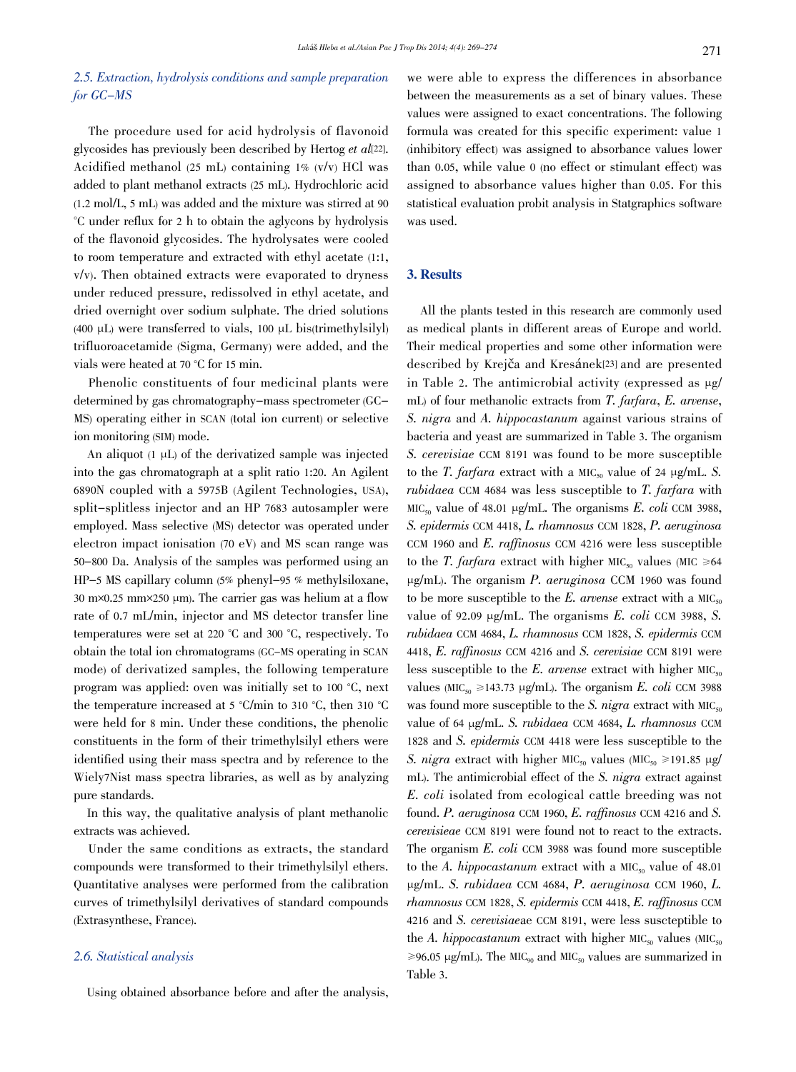### 2.5. Extraction, hydrolysis conditions and sample preparation for GC–MS

The procedure used for acid hydrolysis of flavonoid glycosides has previously been described by Hertog *et al*[22]. Acidified methanol (25 mL) containing 1% (v/v) HCl was added to plant methanol extracts (25 mL). Hydrochloric acid (1.2 mol/L, 5 mL) was added and the mixture was stirred at 90 °C under reflux for 2 h to obtain the aglycons by hydrolysis of the flavonoid glycosides. The hydrolysates were cooled to room temperature and extracted with ethyl acetate (1:1, v/v). Then obtained extracts were evaporated to dryness under reduced pressure, redissolved in ethyl acetate, and dried overnight over sodium sulphate. The dried solutions (400 μL) were transferred to vials, 100 μL bis(trimethylsilyl) trifluoroacetamide (Sigma, Germany) were added, and the vials were heated at 70 °C for 15 min.

Phenolic constituents of four medicinal plants were determined by gas chromatography–mass spectrometer (GC–MS) operating either in SCAN (total ion current) or selective ion monitoring (SIM) mode.

An aliquot (1 μL) of the derivatized sample was injected into the gas chromatograph at a split ratio 1:20. An Agilent 6890N coupled with a 5975B (Agilent Technologies, USA), split–splitless injector and an HP 7683 autosampler were employed. Mass selective (MS) detector was operated under electron impact ionisation (70 eV) and MS scan range was 50–800 Da. Analysis of the samples was performed using an HP–5 MS capillary column (5% phenyl–95 % methylsiloxane, 30 m×0.25 mm×250 μm). The carrier gas was helium at a flow rate of 0.7 mL/min, injector and MS detector transfer line temperatures were set at 220 °C and 300 °C, respectively. To obtain the total ion chromatograms (GC–MS operating in SCAN mode) of derivatized samples, the following temperature program was applied: oven was initially set to 100 °C, next the temperature increased at 5 °C/min to 310 °C, then 310 °C were held for 8 min. Under these conditions, the phenolic constituents in the form of their trimethylsilyl ethers were identified using their mass spectra and by reference to the Wiely7Nist mass spectra libraries, as well as by analyzing pure standards.

In this way, the qualitative analysis of plant methanolic extracts was achieved.

Under the same conditions as extracts, the standard compounds were transformed to their trimethylsilyl ethers. Quantitative analyses were performed from the calibration curves of trimethylsilyl derivatives of standard compounds (Extrasynthese, France).

### 2.6. Statistical analysis

Using obtained absorbance before and after the analysis, we were able to express the differences in absorbance between the measurements as a set of binary values. These values were assigned to exact concentrations. The following formula was created for this specific experiment: value 1 (inhibitory effect) was assigned to absorbance values lower than 0.05, while value 0 (no effect or stimulant effect) was assigned to absorbance values higher than 0.05. For this statistical evaluation probit analysis in Statgraphics software was used.

## 3. Results

All the plants tested in this research are commonly used as medical plants in different areas of Europe and world. Their medical properties and some other information were described by Krejča and Kresánek[23] and are presented in Table 2. The antimicrobial activity (expressed as μg/mL) of four methanolic extracts from *T. farfara*, *E. arvense*, *S. nigra* and *A. hippocastanum* against various strains of bacteria and yeast are summarized in Table 3. The organism *S. cerevisiae* CCM 8191 was found to be more susceptible to the *T. farfara* extract with a $MIC_{50}$ value of 24 μg/mL. *S. rubidaea* CCM 4684 was less susceptible to *T. farfara* with $MIC_{50}$ value of 48.01 μg/mL. The organisms *E. coli* CCM 3988, *S. epidermis* CCM 4418, *L. rhamnosus* CCM 1828, *P. aeruginosa* CCM 1960 and *E. raffinosus* CCM 4216 were less susceptible to the *T. farfara* extract with higher $MIC_{50}$ values (MIC ≥64 μg/mL). The organism *P. aeruginosa* CCM 1960 was found to be more susceptible to the *E. arvense* extract with a $MIC_{50}$ value of 92.09 μg/mL. The organisms *E. coli* CCM 3988, *S. rubidaea* CCM 4684, *L. rhamnosus* CCM 1828, *S. epidermis* CCM 4418, *E. raffinosus* CCM 4216 and *S. cerevisiae* CCM 8191 were less susceptible to the *E. arvense* extract with higher $MIC_{50}$ values ($MIC_{50}$ ≥143.73 μg/mL). The organism *E. coli* CCM 3988 was found more susceptible to the *S. nigra* extract with $MIC_{50}$ value of 64 μg/mL. *S. rubidaea* CCM 4684, *L. rhamnosus* CCM 1828 and *S. epidermis* CCM 4418 were less susceptible to the *S. nigra* extract with higher $MIC_{50}$ values ($MIC_{50}$ ≥191.85 μg/mL). The antimicrobial effect of the *S. nigra* extract against *E. coli* isolated from ecological cattle breeding was not found. *P. aeruginosa* CCM 1960, *E. raffinosus* CCM 4216 and *S. cerevisieae* CCM 8191 were found not to react to the extracts. The organism *E. coli* CCM 3988 was found more susceptible to the *A. hippocastanum* extract with a $MIC_{50}$ value of 48.01 μg/mL. *S. rubidaea* CCM 4684, *P. aeruginosa* CCM 1960, *L. rhamnosus* CCM 1828, *S. epidermis* CCM 4418, *E. raffinosus* CCM 4216 and *S. cerevisiae*ae CCM 8191, were less suscteptible to the *A. hippocastanum* extract with higher $MIC_{50}$ values ($MIC_{50}$ ≥96.05 μg/mL). The $MIC_{90}$ and $MIC_{50}$ values are summarized in Table 3.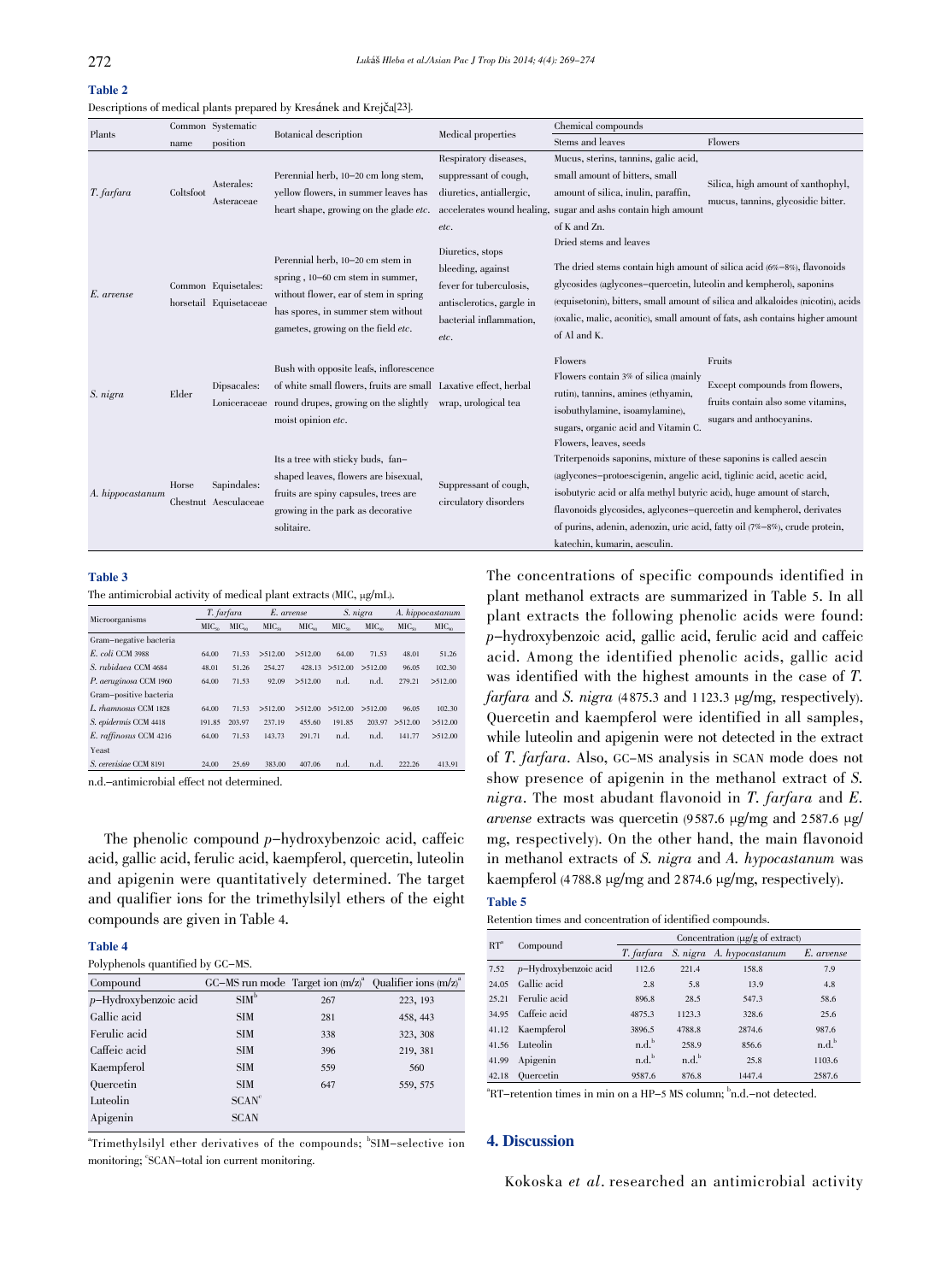**Table 2**

Descriptions of medical plants prepared by Kresánek and Krejča[23].

| Plants | Common name | Systematic position | Botanical description | Medical properties | Chemical compounds | |
|---|---|---|---|---|---|---|
| | | | | | Stems and leaves | Flowers |
| *T. farfara* | Coltsfoot | Asterales: Asteraceae | Perennial herb, 10–20 cm long stem, yellow flowers, in summer leaves has heart shape, growing on the glade *etc*. | Respiratory diseases, suppressant of cough, diuretics, antiallergic, accelerates wound healing, *etc*. | Mucus, sterins, tannins, galic acid, small amount of bitters, small amount of silica, inulin, paraffin, sugar and ashs contain high amount of K and Zn. | Silica, high amount of xanthophyl, mucus, tannins, glycosidic bitter. |
| *E. arvense* | Common horsetail | Equisetales: Equisetaceae | Perennial herb, 10–20 cm stem in spring , 10–60 cm stem in summer, without flower, ear of stem in spring has spores, in summer stem without gametes, growing on the field *etc*. | Diuretics, stops bleeding, against fever for tuberculosis, antisclerotics, gargle in bacterial inflammation, *etc*. | Dried stems and leaves<br>The dried stems contain high amount of silica acid (6%–8%), flavonoids glycosides (aglycones–quercetin, luteolin and kempherol), saponins (equisetonin), bitters, small amount of silica and alkaloides (nicotin), acids (oxalic, malic, aconitic), small amount of fats, ash contains higher amount of Al and K. | |
| *S. nigra* | Elder | Dipsacales: Loniceraceae | Bush with opposite leafs, inflorescence of white small flowers, fruits are small round drupes, growing on the slightly moist opinion *etc*. | Laxative effect, herbal wrap, urological tea | Flowers<br>Flowers contain 3% of silica (mainly rutin), tannins, amines (ethyamin, isobuthylamine, isoamylamine), sugars, organic acid and Vitamin C. | Fruits<br>Except compounds from flowers, fruits contain also some vitamins, sugars and anthocyanins. |
| *A. hippocastanum* | Horse Chestnut | Sapindales: Aesculaceae | Its a tree with sticky buds, fan–shaped leaves, flowers are bisexual, fruits are spiny capsules, trees are growing in the park as decorative solitaire. | Suppressant of cough, circulatory disorders | Flowers, leaves, seeds<br>Triterpenoids saponins, mixture of these saponins is called aescin (aglycones–protoescigenin, angelic acid, tiglinic acid, acetic acid, isobutyric acid or alfa methyl butyric acid), huge amount of starch, flavonoids glycosides, aglycones–quercetin and kempherol, derivates of purins, adenin, adenozin, uric acid, fatty oil (7%–8%), crude protein, katechin, kumarin, aesculin. | |

**Table 3**

The antimicrobial activity of medical plant extracts (MIC, μg/mL).

| Microorganisms | *T. farfara* | | *E. arvense* | | *S. nigra* | | *A. hippocastanum* | |
|---|---|---|---|---|---|---|---|---|
| | $MIC_{50}$ | $MIC_{90}$ | $MIC_{50}$ | $MIC_{90}$ | $MIC_{50}$ | $MIC_{90}$ | $MIC_{50}$ | $MIC_{90}$ |
| Gram–negative bacteria | | | | | | | | |
| *E. coli* CCM 3988 | 64.00 | 71.53 | >512.00 | >512.00 | 64.00 | 71.53 | 48.01 | 51.26 |
| *S. rubidaea* CCM 4684 | 48.01 | 51.26 | 254.27 | 428.13 | >512.00 | >512.00 | 96.05 | 102.30 |
| *P. aeruginosa* CCM 1960 | 64.00 | 71.53 | 92.09 | >512.00 | n.d. | n.d. | 279.21 | >512.00 |
| Gram–positive bacteria | | | | | | | | |
| *L. rhamnosus* CCM 1828 | 64.00 | 71.53 | >512.00 | >512.00 | >512.00 | >512.00 | 96.05 | 102.30 |
| *S. epidermis* CCM 4418 | 191.85 | 203.97 | 237.19 | 455.60 | 191.85 | 203.97 | >512.00 | >512.00 |
| *E. raffinosus* CCM 4216 | 64.00 | 71.53 | 143.73 | 291.71 | n.d. | n.d. | 141.77 | >512.00 |
| Yeast | | | | | | | | |
| *S. cerevisiae* CCM 8191 | 24.00 | 25.69 | 383.00 | 407.06 | n.d. | n.d. | 222.26 | 413.91 |

n.d.–antimicrobial effect not determined.

The phenolic compound *p*–hydroxybenzoic acid, caffeic acid, gallic acid, ferulic acid, kaempferol, quercetin, luteolin and apigenin were quantitatively determined. The target and qualifier ions for the trimethylsilyl ethers of the eight compounds are given in Table 4.

**Table 4**

Polyphenols quantified by GC–MS.

| Compound | GC–MS run mode | Target ion (m/z)[a] | Qualifier ions (m/z)[a] |
|---|---|---|---|
| *p*–Hydroxybenzoic acid | SIM[b] | 267 | 223, 193 |
| Gallic acid | SIM | 281 | 458, 443 |
| Ferulic acid | SIM | 338 | 323, 308 |
| Caffeic acid | SIM | 396 | 219, 381 |
| Kaempferol | SIM | 559 | 560 |
| Quercetin | SIM | 647 | 559, 575 |
| Luteolin | SCAN[c] | | |
| Apigenin | SCAN | | |

[a]Trimethylsilyl ether derivatives of the compounds; [b]SIM–selective ion monitoring; [c]SCAN–total ion current monitoring.

The concentrations of specific compounds identified in plant methanol extracts are summarized in Table 5. In all plant extracts the following phenolic acids were found: *p*–hydroxybenzoic acid, gallic acid, ferulic acid and caffeic acid. Among the identified phenolic acids, gallic acid was identified with the highest amounts in the case of *T. farfara* and *S. nigra* (4 875.3 and 1 123.3 μg/mg, respectively). Quercetin and kaempferol were identified in all samples, while luteolin and apigenin were not detected in the extract of *T. farfara*. Also, GC–MS analysis in SCAN mode does not show presence of apigenin in the methanol extract of *S. nigra*. The most abudant flavonoid in *T. farfara* and *E. arvense* extracts was quercetin (9 587.6 μg/mg and 2 587.6 μg/mg, respectively). On the other hand, the main flavonoid in methanol extracts of *S. nigra* and *A. hypocastanum* was kaempferol (4 788.8 μg/mg and 2 874.6 μg/mg, respectively).

**Table 5**

Retention times and concentration of identified compounds.

| RT[a] | Compound | Concentration (μg/g of extract) | | | |
|---|---|---|---|---|---|
| | | *T. farfara* | *S. nigra* | *A. hypocastanum* | *E. arvense* |
| 7.52 | *p*–Hydroxybenzoic acid | 112.6 | 221.4 | 158.8 | 7.9 |
| 24.05 | Gallic acid | 2.8 | 5.8 | 13.9 | 4.8 |
| 25.21 | Ferulic acid | 896.8 | 28.5 | 547.3 | 58.6 |
| 34.95 | Caffeic acid | 4875.3 | 1123.3 | 328.6 | 25.6 |
| 41.12 | Kaempferol | 3896.5 | 4788.8 | 2874.6 | 987.6 |
| 41.56 | Luteolin | n.d.[b] | 258.9 | 856.6 | n.d.[b] |
| 41.99 | Apigenin | n.d.[b] | n.d.[b] | 25.8 | 1103.6 |
| 42.18 | Quercetin | 9587.6 | 876.8 | 1447.4 | 2587.6 |

[a]RT–retention times in min on a HP–5 MS column; [b]n.d.–not detected.

## 4. Discussion

Kokoska *et al*. researched an antimicrobial activity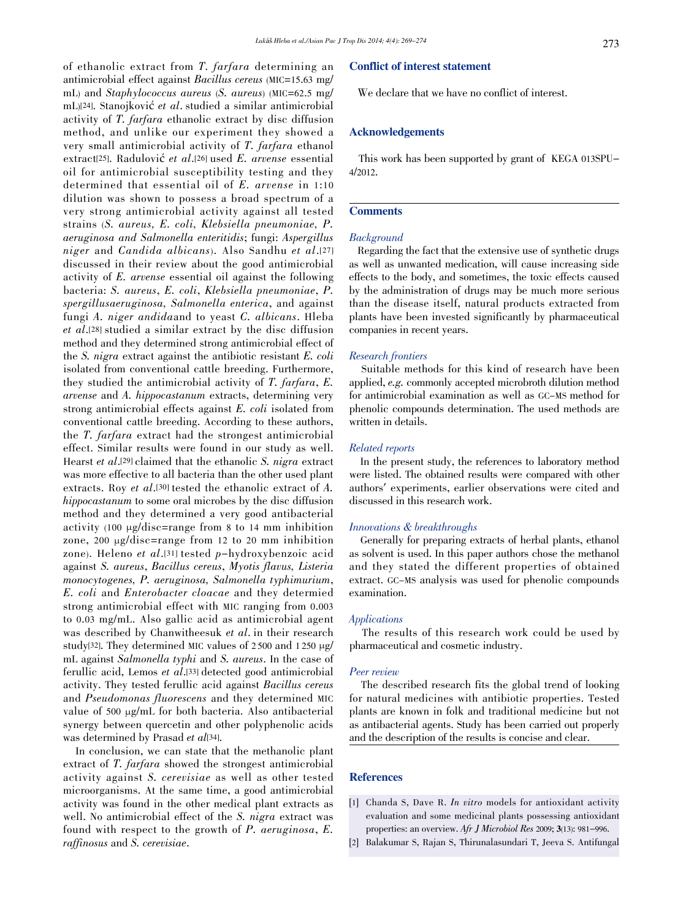of ethanolic extract from *T. farfara* determining an antimicrobial effect against *Bacillus cereus* (MIC=15.63 mg/mL) and *Staphylococcus aureus* (*S. aureus*) (MIC=62.5 mg/mL)[24]. Stanojković *et al*. studied a similar antimicrobial activity of *T. farfara* ethanolic extract by disc diffusion method, and unlike our experiment they showed a very small antimicrobial activity of *T. farfara* ethanol extract[25]. Radulović *et al*.[26] used *E. arvense* essential oil for antimicrobial susceptibility testing and they determined that essential oil of *E. arvense* in 1:10 dilution was shown to possess a broad spectrum of a very strong antimicrobial activity against all tested strains (*S. aureus*, *E. coli*, *Klebsiella pneumoniae*, *P. aeruginosa and Salmonella enteritidis*; fungi: *Aspergillus niger* and *Candida albicans*). Also Sandhu *et al*.[27] discussed in their review about the good antimicrobial activity of *E. arvense* essential oil against the following bacteria: *S. aureus*, *E. coli*, *Klebsiella pneumoniae*, *P. spergillusaeruginosa*, *Salmonella enterica*, and against fungi *A. niger andida*and to yeast *C. albicans*. Hleba *et al*.[28] studied a similar extract by the disc diffusion method and they determined strong antimicrobial effect of the *S. nigra* extract against the antibiotic resistant *E. coli* isolated from conventional cattle breeding. Furthermore, they studied the antimicrobial activity of *T. farfara*, *E. arvense* and *A. hippocastanum* extracts, determining very strong antimicrobial effects against *E. coli* isolated from conventional cattle breeding. According to these authors, the *T. farfara* extract had the strongest antimicrobial effect. Similar results were found in our study as well. Hearst *et al*.[29] claimed that the ethanolic *S. nigra* extract was more effective to all bacteria than the other used plant extracts. Roy *et al*.[30] tested the ethanolic extract of *A. hippocastanum* to some oral microbes by the disc diffusion method and they determined a very good antibacterial activity (100 μg/disc=range from 8 to 14 mm inhibition zone, 200 μg/disc=range from 12 to 20 mm inhibition zone). Heleno *et al*.[31] tested *p*-hydroxybenzoic acid against *S. aureus*, *Bacillus cereus*, *Myotis flavus, Listeria monocytogenes*, *P. aeruginosa*, *Salmonella typhimurium*, *E. coli* and *Enterobacter cloacae* and they determied strong antimicrobial effect with MIC ranging from 0.003 to 0.03 mg/mL. Also gallic acid as antimicrobial agent was described by Chanwitheesuk *et al*. in their research study[32]. They determined MIC values of 2 500 and 1 250 μg/mL against *Salmonella typhi* and *S. aureus*. In the case of ferullic acid, Lemos *et al*.[33] detected good antimicrobial activity. They tested ferullic acid against *Bacillus cereus* and *Pseudomonas fluorescens* and they determined MIC value of 500 μg/mL for both bacteria. Also antibacterial synergy between quercetin and other polyphenolic acids was determined by Prasad *et al*[34].

In conclusion, we can state that the methanolic plant extract of *T. farfara* showed the strongest antimicrobial activity against *S. cerevisiae* as well as other tested microorganisms. At the same time, a good antimicrobial activity was found in the other medical plant extracts as well. No antimicrobial effect of the *S. nigra* extract was found with respect to the growth of *P. aeruginosa*, *E. raffinosus* and *S. cerevisiae*.

## Conflict of interest statement

We declare that we have no conflict of interest.

## Acknowledgements

This work has been supported by grant of KEGA 013SPU-4/2012.

## Comments

### Background

Regarding the fact that the extensive use of synthetic drugs as well as unwanted medication, will cause increasing side effects to the body, and sometimes, the toxic effects caused by the administration of drugs may be much more serious than the disease itself, natural products extracted from plants have been invested significantly by pharmaceutical companies in recent years.

### Research frontiers

Suitable methods for this kind of research have been applied, *e.g.* commonly accepted microbroth dilution method for antimicrobial examination as well as GC-MS method for phenolic compounds determination. The used methods are written in details.

### Related reports

In the present study, the references to laboratory method were listed. The obtained results were compared with other authors' experiments, earlier observations were cited and discussed in this research work.

### Innovations & breakthroughs

Generally for preparing extracts of herbal plants, ethanol as solvent is used. In this paper authors chose the methanol and they stated the different properties of obtained extract. GC-MS analysis was used for phenolic compounds examination.

### Applications

The results of this research work could be used by pharmaceutical and cosmetic industry.

### Peer review

The described research fits the global trend of looking for natural medicines with antibiotic properties. Tested plants are known in folk and traditional medicine but not as antibacterial agents. Study has been carried out properly and the description of the results is concise and clear.

## References

[1] Chanda S, Dave R. *In vitro* models for antioxidant activity evaluation and some medicinal plants possessing antioxidant properties: an overview. *Afr J Microbiol Res* 2009; **3**(13): 981-996.

[2] Balakumar S, Rajan S, Thirunalasundari T, Jeeva S. Antifungal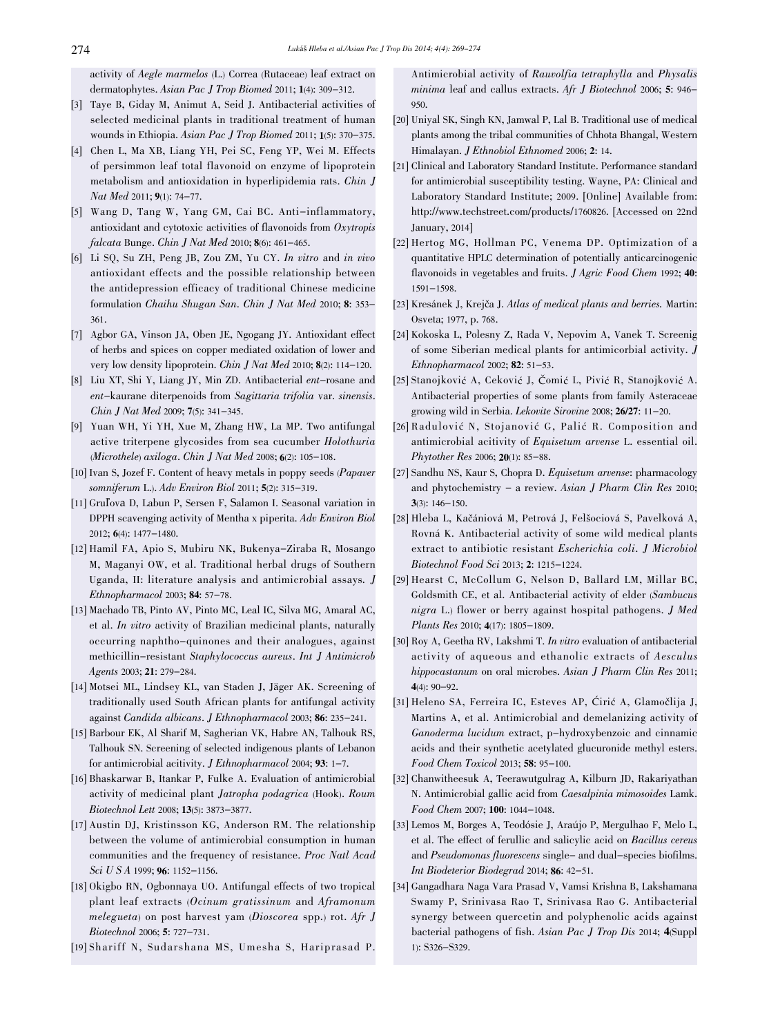activity of *Aegle marmelos* (L.) Correa (Rutaceae) leaf extract on dermatophytes. *Asian Pac J Trop Biomed* 2011; **1**(4): 309–312.

[3] Taye B, Giday M, Animut A, Seid J. Antibacterial activities of selected medicinal plants in traditional treatment of human wounds in Ethiopia. *Asian Pac J Trop Biomed* 2011; **1**(5): 370–375.

[4] Chen L, Ma XB, Liang YH, Pei SC, Feng YP, Wei M. Effects of persimmon leaf total flavonoid on enzyme of lipoprotein metabolism and antioxidation in hyperlipidemia rats. *Chin J Nat Med* 2011; **9**(1): 74–77.

[5] Wang D, Tang W, Yang GM, Cai BC. Anti–inflammatory, antioxidant and cytotoxic activities of flavonoids from *Oxytropis falcata* Bunge. *Chin J Nat Med* 2010; **8**(6): 461–465.

[6] Li SQ, Su ZH, Peng JB, Zou ZM, Yu CY. *In vitro* and *in vivo* antioxidant effects and the possible relationship between the antidepression efficacy of traditional Chinese medicine formulation *Chaihu Shugan San*. *Chin J Nat Med* 2010; **8**: 353–361.

[7] Agbor GA, Vinson JA, Oben JE, Ngogang JY. Antioxidant effect of herbs and spices on copper mediated oxidation of lower and very low density lipoprotein. *Chin J Nat Med* 2010; **8**(2): 114–120.

[8] Liu XT, Shi Y, Liang JY, Min ZD. Antibacterial *ent*–rosane and *ent*–kaurane diterpenoids from *Sagittaria trifolia* var. *sinensis*. *Chin J Nat Med* 2009; **7**(5): 341–345.

[9] Yuan WH, Yi YH, Xue M, Zhang HW, La MP. Two antifungal active triterpene glycosides from sea cucumber *Holothuria* (*Microthele*) *axiloga*. *Chin J Nat Med* 2008; **6**(2): 105–108.

[10] Ivan S, Jozef F. Content of heavy metals in poppy seeds (*Papaver somniferum* L.). *Adv Environ Biol* 2011; **5**(2): 315–319.

[11] Gruľova D, Labun P, Sersen F, Šalamon I. Seasonal variation in DPPH scavenging activity of Mentha x piperita. *Adv Environ Biol* 2012; **6**(4): 1477–1480.

[12] Hamil FA, Apio S, Mubiru NK, Bukenya–Ziraba R, Mosango M, Maganyi OW, et al. Traditional herbal drugs of Southern Uganda, II: literature analysis and antimicrobial assays. *J Ethnopharmacol* 2003; **84**: 57–78.

[13] Machado TB, Pinto AV, Pinto MC, Leal IC, Silva MG, Amaral AC, et al. *In vitro* activity of Brazilian medicinal plants, naturally occurring naphtho–quinones and their analogues, against methicillin–resistant *Staphylococcus aureus*. *Int J Antimicrob Agents* 2003; **21**: 279–284.

[14] Motsei ML, Lindsey KL, van Staden J, Jäger AK. Screening of traditionally used South African plants for antifungal activity against *Candida albicans*. *J Ethnopharmacol* 2003; **86**: 235–241.

[15] Barbour EK, Al Sharif M, Sagherian VK, Habre AN, Talhouk RS, Talhouk SN. Screening of selected indigenous plants of Lebanon for antimicrobial acitivity. *J Ethnopharmacol* 2004; **93**: 1–7.

[16] Bhaskarwar B, Itankar P, Fulke A. Evaluation of antimicrobial activity of medicinal plant *Jatropha podagrica* (Hook). *Roum Biotechnol Lett* 2008; **13**(5): 3873–3877.

[17] Austin DJ, Kristinsson KG, Anderson RM. The relationship between the volume of antimicrobial consumption in human communities and the frequency of resistance. *Proc Natl Acad Sci U S A* 1999; **96**: 1152–1156.

[18] Okigbo RN, Ogbonnaya UO. Antifungal effects of two tropical plant leaf extracts (*Ocinum gratissinum* and *Aframonum melegueta*) on post harvest yam (*Dioscorea* spp.) rot. *Afr J Biotechnol* 2006; **5**: 727–731.

[19] Shariff N, Sudarshana MS, Umesha S, Hariprasad P. Antimicrobial activity of *Rauvolfia tetraphylla* and *Physalis minima* leaf and callus extracts. *Afr J Biotechnol* 2006; **5**: 946–950.

[20] Uniyal SK, Singh KN, Jamwal P, Lal B. Traditional use of medical plants among the tribal communities of Chhota Bhangal, Western Himalayan. *J Ethnobiol Ethnomed* 2006; **2**: 14.

[21] Clinical and Laboratory Standard Institute. Performance standard for antimicrobial susceptibility testing. Wayne, PA: Clinical and Laboratory Standard Institute; 2009. [Online] Available from: http://www.techstreet.com/products/1760826. [Accessed on 22nd January, 2014]

[22] Hertog MG, Hollman PC, Venema DP. Optimization of a quantitative HPLC determination of potentially anticarcinogenic flavonoids in vegetables and fruits. *J Agric Food Chem* 1992; **40**: 1591–1598.

[23] Kresánek J, Krejča J. *Atlas of medical plants and berries.* Martin: Osveta; 1977, p. 768.

[24] Kokoska L, Polesny Z, Rada V, Nepovim A, Vanek T. Screenig of some Siberian medical plants for antimicorbial activity. *J Ethnopharmacol* 2002; **82**: 51–53.

[25] Stanojković A, Ceković J, Čomić L, Pivić R, Stanojković A. Antibacterial properties of some plants from family Asteraceae growing wild in Serbia. *Lekovite Sirovine* 2008; **26/27**: 11–20.

[26] Radulović N, Stojanović G, Palić R. Composition and antimicrobial acitivity of *Equisetum arvense* L. essential oil. *Phytother Res* 2006; **20**(1): 85–88.

[27] Sandhu NS, Kaur S, Chopra D. *Equisetum arvense*: pharmacology and phytochemistry – a review. *Asian J Pharm Clin Res* 2010; **3**(3): 146–150.

[28] Hleba L, Kačániová M, Petrová J, Felšociová S, Pavelková A, Rovná K. Antibacterial activity of some wild medical plants extract to antibiotic resistant *Escherichia coli*. *J Microbiol Biotechnol Food Sci* 2013; **2**: 1215–1224.

[29] Hearst C, McCollum G, Nelson D, Ballard LM, Millar BC, Goldsmith CE, et al. Antibacterial activity of elder (*Sambucus nigra* L.) flower or berry against hospital pathogens. *J Med Plants Res* 2010; **4**(17): 1805–1809.

[30] Roy A, Geetha RV, Lakshmi T. *In vitro* evaluation of antibacterial activity of aqueous and ethanolic extracts of *Aesculus hippocastanum* on oral microbes. *Asian J Pharm Clin Res* 2011; **4**(4): 90–92.

[31] Heleno SA, Ferreira IC, Esteves AP, Ćirić A, Glamočlija J, Martins A, et al. Antimicrobial and demelanizing activity of *Ganoderma lucidum* extract, p–hydroxybenzoic and cinnamic acids and their synthetic acetylated glucuronide methyl esters. *Food Chem Toxicol* 2013; **58**: 95–100.

[32] Chanwitheesuk A, Teerawutgulrag A, Kilburn JD, Rakariyathan N. Antimicrobial gallic acid from *Caesalpinia mimosoides* Lamk. *Food Chem* 2007; **100**: 1044–1048.

[33] Lemos M, Borges A, Teodósie J, Araújo P, Mergulhao F, Melo L, et al. The effect of ferullic and salicylic acid on *Bacillus cereus* and *Pseudomonas fluorescens* single– and dual–species biofilms. *Int Biodeterior Biodegrad* 2014; **86**: 42–51.

[34] Gangadhara Naga Vara Prasad V, Vamsi Krishna B, Lakshamana Swamy P, Srinivasa Rao T, Srinivasa Rao G. Antibacterial synergy between quercetin and polyphenolic acids against bacterial pathogens of fish. *Asian Pac J Trop Dis* 2014; **4**(Suppl 1): S326–S329.